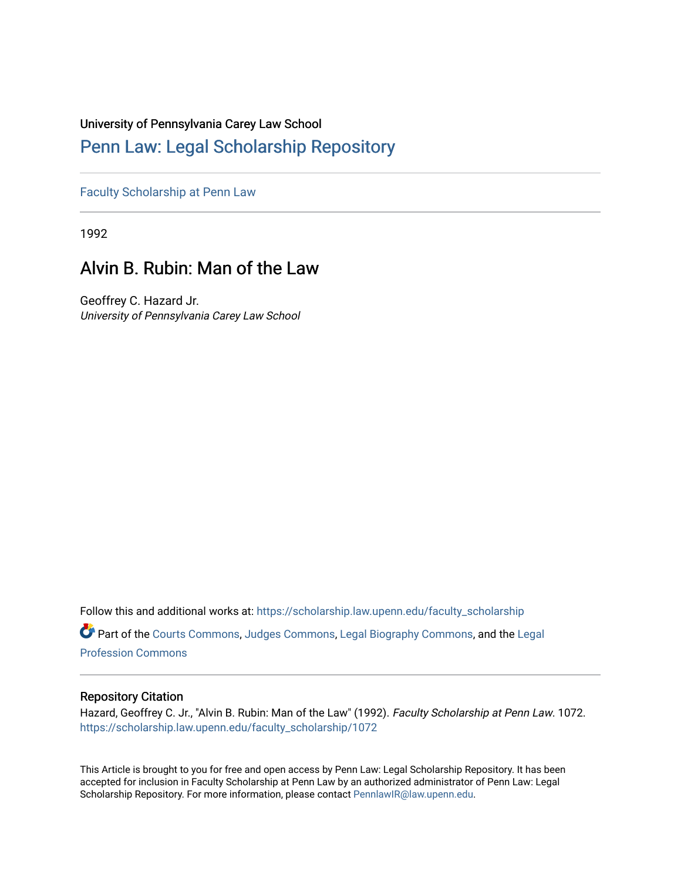University of Pennsylvania Carey Law School

# Penn Law: Legal Scholarship Repository

Faculty Scholarship at Penn Law

1992

## Alvin B. Rubin: Man of the Law

Geoffrey C. Hazard Jr.
*University of Pennsylvania Carey Law School*

Follow this and additional works at: https://scholarship.law.upenn.edu/faculty_scholarship

Part of the Courts Commons, Judges Commons, Legal Biography Commons, and the Legal Profession Commons

### Repository Citation

Hazard, Geoffrey C. Jr., "Alvin B. Rubin: Man of the Law" (1992). *Faculty Scholarship at Penn Law*. 1072.
https://scholarship.law.upenn.edu/faculty_scholarship/1072

This Article is brought to you for free and open access by Penn Law: Legal Scholarship Repository. It has been accepted for inclusion in Faculty Scholarship at Penn Law by an authorized administrator of Penn Law: Legal Scholarship Repository. For more information, please contact PennlawIR@law.upenn.edu.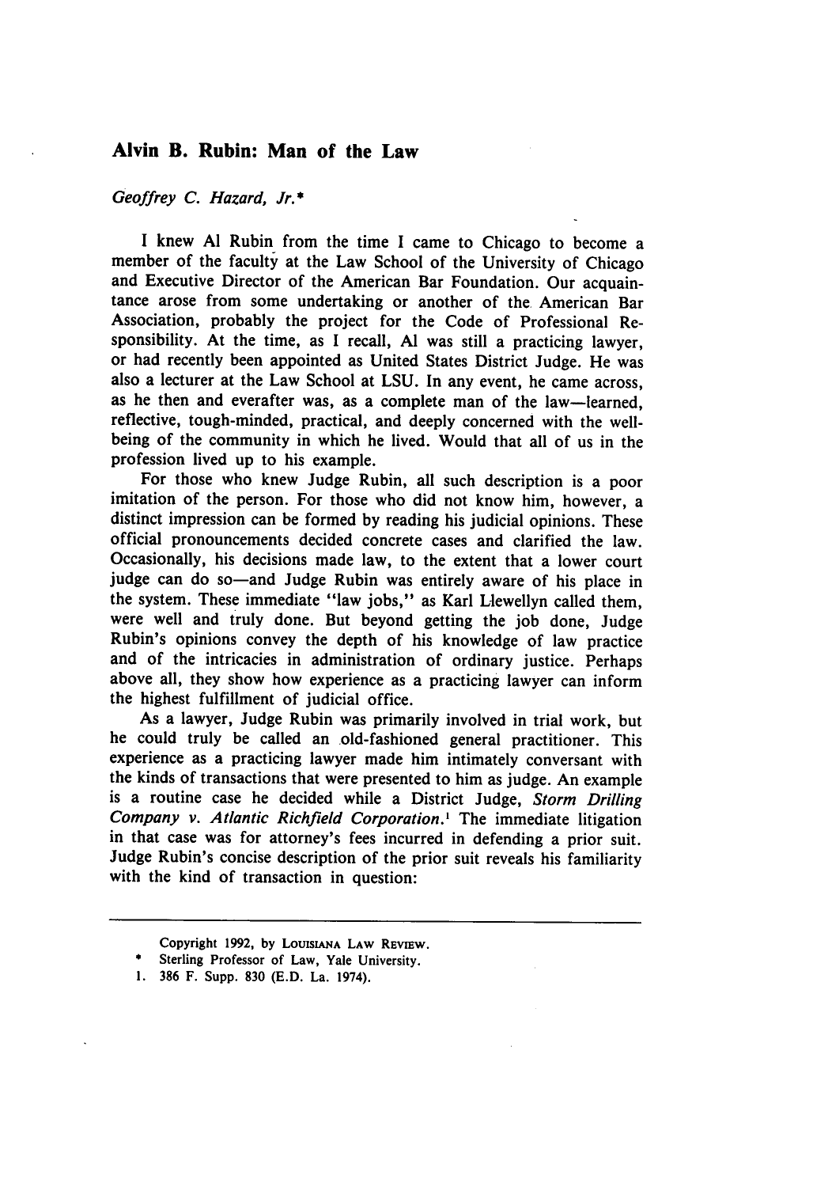## Alvin B. Rubin: Man of the Law

*Geoffrey C. Hazard, Jr.**

I knew Al Rubin from the time I came to Chicago to become a member of the faculty at the Law School of the University of Chicago and Executive Director of the American Bar Foundation. Our acquaintance arose from some undertaking or another of the American Bar Association, probably the project for the Code of Professional Responsibility. At the time, as I recall, Al was still a practicing lawyer, or had recently been appointed as United States District Judge. He was also a lecturer at the Law School at LSU. In any event, he came across, as he then and everafter was, as a complete man of the law—learned, reflective, tough-minded, practical, and deeply concerned with the well-being of the community in which he lived. Would that all of us in the profession lived up to his example.

For those who knew Judge Rubin, all such description is a poor imitation of the person. For those who did not know him, however, a distinct impression can be formed by reading his judicial opinions. These official pronouncements decided concrete cases and clarified the law. Occasionally, his decisions made law, to the extent that a lower court judge can do so—and Judge Rubin was entirely aware of his place in the system. These immediate "law jobs," as Karl Llewellyn called them, were well and truly done. But beyond getting the job done, Judge Rubin's opinions convey the depth of his knowledge of law practice and of the intricacies in administration of ordinary justice. Perhaps above all, they show how experience as a practicing lawyer can inform the highest fulfillment of judicial office.

As a lawyer, Judge Rubin was primarily involved in trial work, but he could truly be called an old-fashioned general practitioner. This experience as a practicing lawyer made him intimately conversant with the kinds of transactions that were presented to him as judge. An example is a routine case he decided while a District Judge, *Storm Drilling Company v. Atlantic Richfield Corporation*.[1] The immediate litigation in that case was for attorney's fees incurred in defending a prior suit. Judge Rubin's concise description of the prior suit reveals his familiarity with the kind of transaction in question:

---

Copyright 1992, by LOUISIANA LAW REVIEW.

\* Sterling Professor of Law, Yale University.

1. 386 F. Supp. 830 (E.D. La. 1974).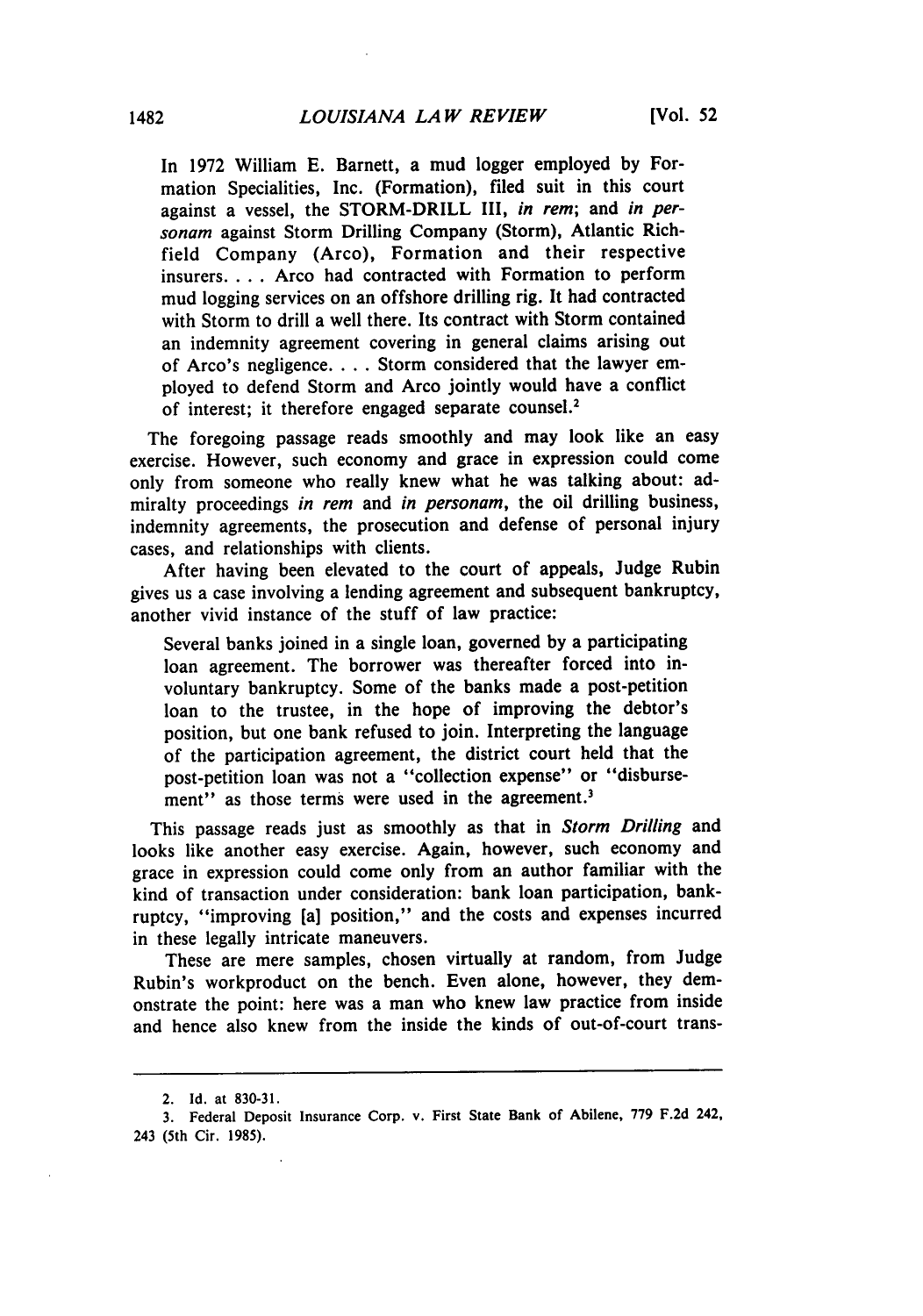> In 1972 William E. Barnett, a mud logger employed by Formation Specialities, Inc. (Formation), filed suit in this court against a vessel, the STORM-DRILL III, *in rem*; and *in personam* against Storm Drilling Company (Storm), Atlantic Richfield Company (Arco), Formation and their respective insurers. . . . Arco had contracted with Formation to perform mud logging services on an offshore drilling rig. It had contracted with Storm to drill a well there. Its contract with Storm contained an indemnity agreement covering in general claims arising out of Arco's negligence. . . . Storm considered that the lawyer employed to defend Storm and Arco jointly would have a conflict of interest; it therefore engaged separate counsel.[2]

The foregoing passage reads smoothly and may look like an easy exercise. However, such economy and grace in expression could come only from someone who really knew what he was talking about: admiralty proceedings *in rem* and *in personam*, the oil drilling business, indemnity agreements, the prosecution and defense of personal injury cases, and relationships with clients.

After having been elevated to the court of appeals, Judge Rubin gives us a case involving a lending agreement and subsequent bankruptcy, another vivid instance of the stuff of law practice:

> Several banks joined in a single loan, governed by a participating loan agreement. The borrower was thereafter forced into involuntary bankruptcy. Some of the banks made a post-petition loan to the trustee, in the hope of improving the debtor's position, but one bank refused to join. Interpreting the language of the participation agreement, the district court held that the post-petition loan was not a "collection expense" or "disbursement" as those terms were used in the agreement.[3]

This passage reads just as smoothly as that in *Storm Drilling* and looks like another easy exercise. Again, however, such economy and grace in expression could come only from an author familiar with the kind of transaction under consideration: bank loan participation, bankruptcy, "improving [a] position," and the costs and expenses incurred in these legally intricate maneuvers.

These are mere samples, chosen virtually at random, from Judge Rubin's workproduct on the bench. Even alone, however, they demonstrate the point: here was a man who knew law practice from inside and hence also knew from the inside the kinds of out-of-court trans-

---

2. Id. at 830-31.

3. Federal Deposit Insurance Corp. v. First State Bank of Abilene, 779 F.2d 242, 243 (5th Cir. 1985).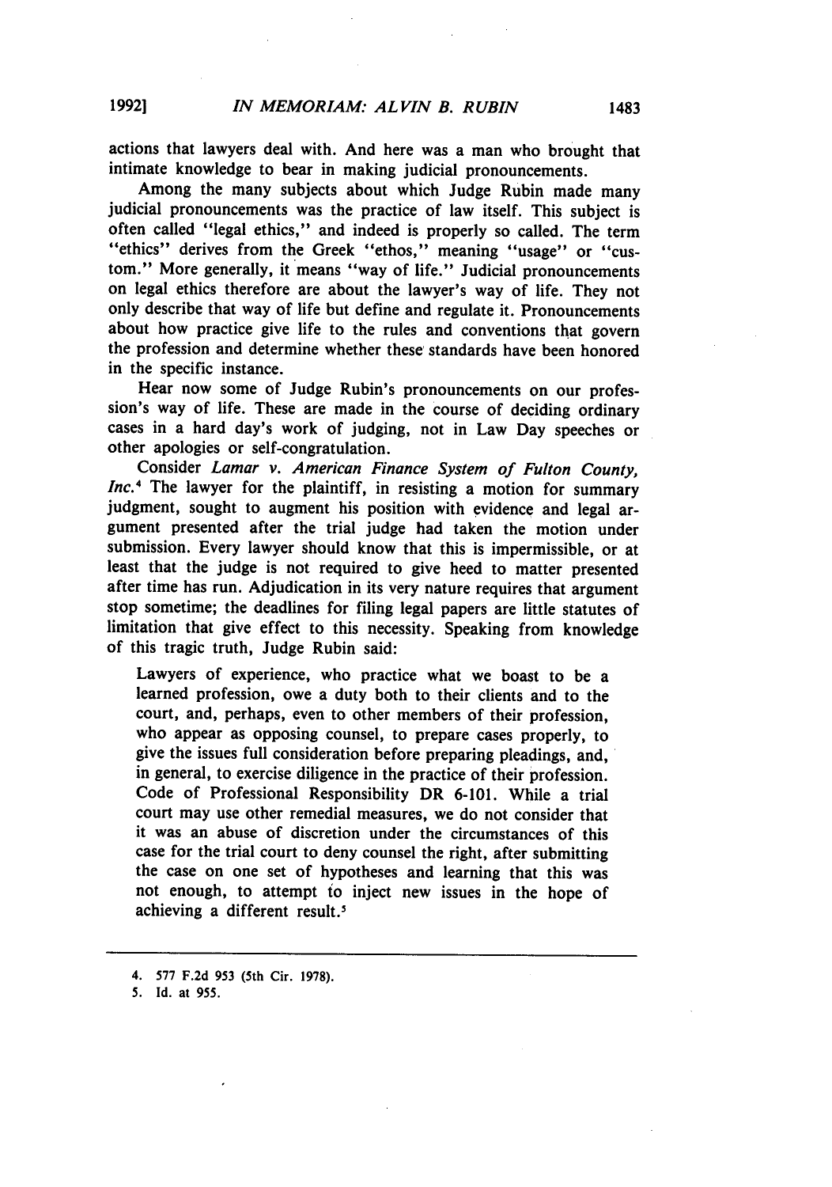actions that lawyers deal with. And here was a man who brought that intimate knowledge to bear in making judicial pronouncements.

Among the many subjects about which Judge Rubin made many judicial pronouncements was the practice of law itself. This subject is often called "legal ethics," and indeed is properly so called. The term "ethics" derives from the Greek "ethos," meaning "usage" or "custom." More generally, it means "way of life." Judicial pronouncements on legal ethics therefore are about the lawyer's way of life. They not only describe that way of life but define and regulate it. Pronouncements about how practice give life to the rules and conventions that govern the profession and determine whether these standards have been honored in the specific instance.

Hear now some of Judge Rubin's pronouncements on our profession's way of life. These are made in the course of deciding ordinary cases in a hard day's work of judging, not in Law Day speeches or other apologies or self-congratulation.

Consider *Lamar v. American Finance System of Fulton County, Inc.*[4] The lawyer for the plaintiff, in resisting a motion for summary judgment, sought to augment his position with evidence and legal argument presented after the trial judge had taken the motion under submission. Every lawyer should know that this is impermissible, or at least that the judge is not required to give heed to matter presented after time has run. Adjudication in its very nature requires that argument stop sometime; the deadlines for filing legal papers are little statutes of limitation that give effect to this necessity. Speaking from knowledge of this tragic truth, Judge Rubin said:

> Lawyers of experience, who practice what we boast to be a learned profession, owe a duty both to their clients and to the court, and, perhaps, even to other members of their profession, who appear as opposing counsel, to prepare cases properly, to give the issues full consideration before preparing pleadings, and, in general, to exercise diligence in the practice of their profession. Code of Professional Responsibility DR 6-101. While a trial court may use other remedial measures, we do not consider that it was an abuse of discretion under the circumstances of this case for the trial court to deny counsel the right, after submitting the case on one set of hypotheses and learning that this was not enough, to attempt to inject new issues in the hope of achieving a different result.[5]

---

4. 577 F.2d 953 (5th Cir. 1978).
5. Id. at 955.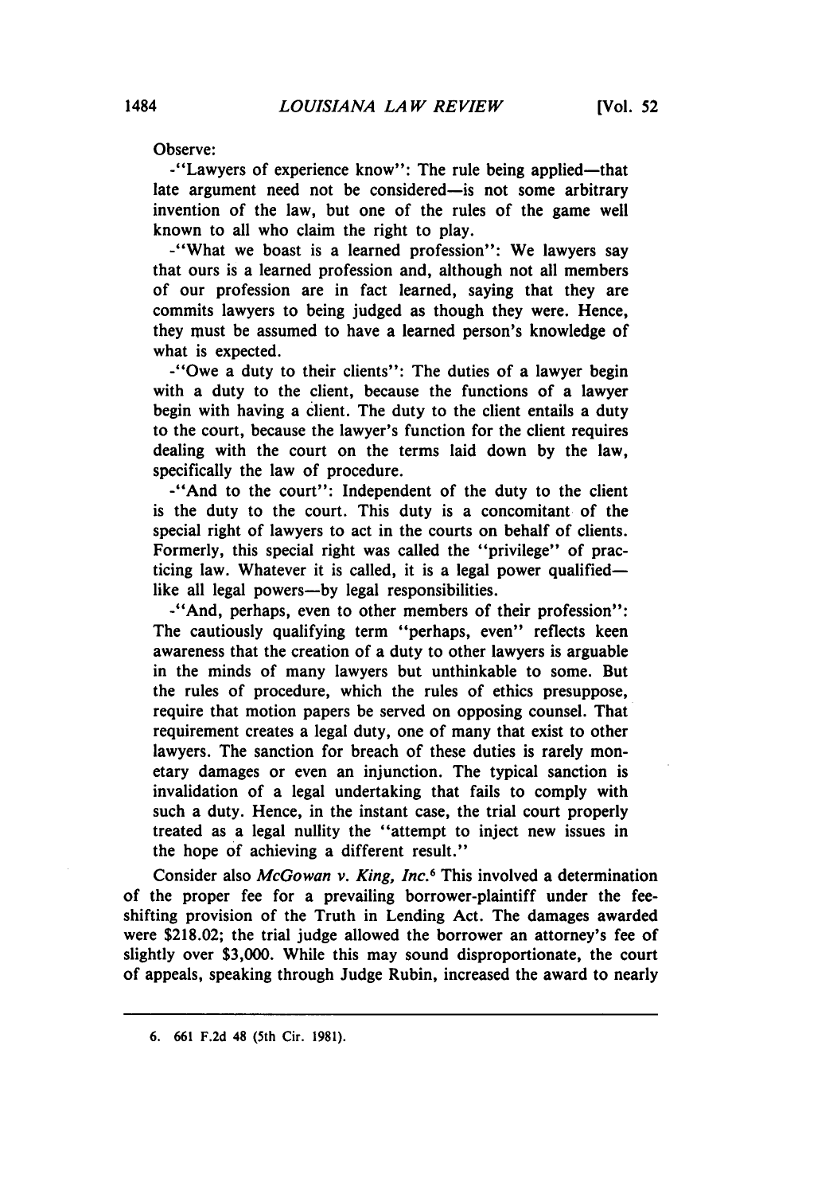Observe:

-"Lawyers of experience know": The rule being applied—that late argument need not be considered—is not some arbitrary invention of the law, but one of the rules of the game well known to all who claim the right to play.

-"What we boast is a learned profession": We lawyers say that ours is a learned profession and, although not all members of our profession are in fact learned, saying that they are commits lawyers to being judged as though they were. Hence, they must be assumed to have a learned person's knowledge of what is expected.

-"Owe a duty to their clients": The duties of a lawyer begin with a duty to the client, because the functions of a lawyer begin with having a client. The duty to the client entails a duty to the court, because the lawyer's function for the client requires dealing with the court on the terms laid down by the law, specifically the law of procedure.

-"And to the court": Independent of the duty to the client is the duty to the court. This duty is a concomitant of the special right of lawyers to act in the courts on behalf of clients. Formerly, this special right was called the "privilege" of practicing law. Whatever it is called, it is a legal power qualified—like all legal powers—by legal responsibilities.

-"And, perhaps, even to other members of their profession": The cautiously qualifying term "perhaps, even" reflects keen awareness that the creation of a duty to other lawyers is arguable in the minds of many lawyers but unthinkable to some. But the rules of procedure, which the rules of ethics presuppose, require that motion papers be served on opposing counsel. That requirement creates a legal duty, one of many that exist to other lawyers. The sanction for breach of these duties is rarely monetary damages or even an injunction. The typical sanction is invalidation of a legal undertaking that fails to comply with such a duty. Hence, in the instant case, the trial court properly treated as a legal nullity the "attempt to inject new issues in the hope of achieving a different result."

Consider also *McGowan v. King, Inc.*[6] This involved a determination of the proper fee for a prevailing borrower-plaintiff under the fee-shifting provision of the Truth in Lending Act. The damages awarded were $218.02; the trial judge allowed the borrower an attorney's fee of slightly over $3,000. While this may sound disproportionate, the court of appeals, speaking through Judge Rubin, increased the award to nearly

6. 661 F.2d 48 (5th Cir. 1981).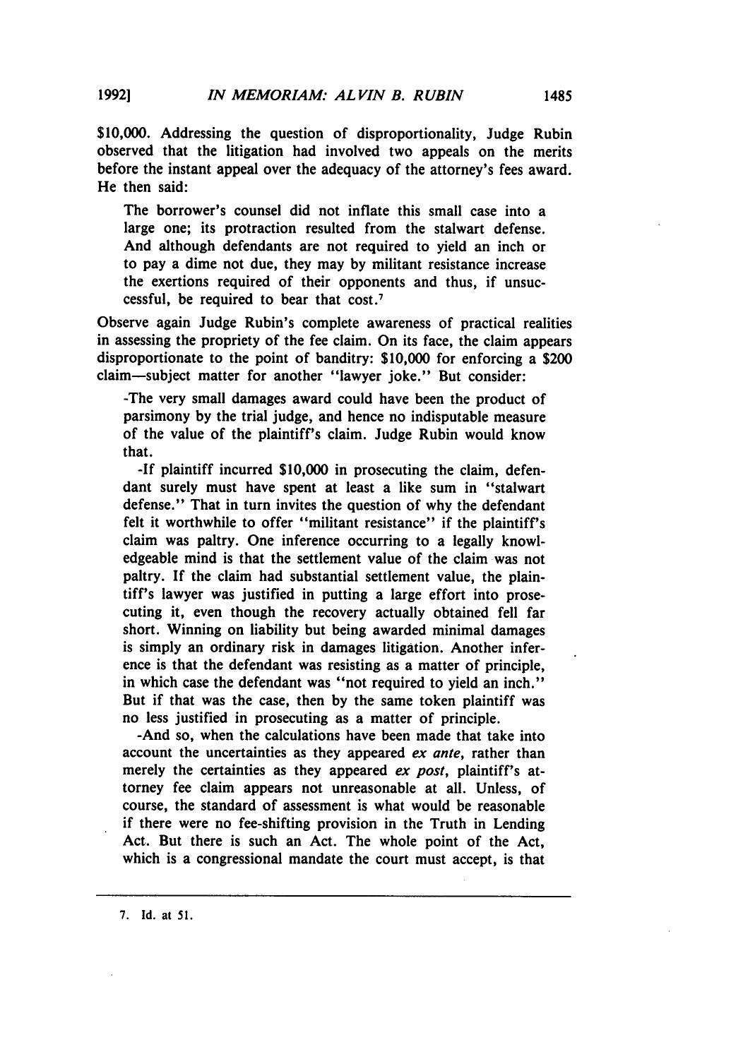$10,000. Addressing the question of disproportionality, Judge Rubin observed that the litigation had involved two appeals on the merits before the instant appeal over the adequacy of the attorney's fees award. He then said:

> The borrower's counsel did not inflate this small case into a large one; its protraction resulted from the stalwart defense. And although defendants are not required to yield an inch or to pay a dime not due, they may by militant resistance increase the exertions required of their opponents and thus, if unsuccessful, be required to bear that cost.[7]

Observe again Judge Rubin's complete awareness of practical realities in assessing the propriety of the fee claim. On its face, the claim appears disproportionate to the point of banditry: $10,000 for enforcing a $200 claim—subject matter for another "lawyer joke." But consider:

> -The very small damages award could have been the product of parsimony by the trial judge, and hence no indisputable measure of the value of the plaintiff's claim. Judge Rubin would know that.
>
> -If plaintiff incurred $10,000 in prosecuting the claim, defendant surely must have spent at least a like sum in "stalwart defense." That in turn invites the question of why the defendant felt it worthwhile to offer "militant resistance" if the plaintiff's claim was paltry. One inference occurring to a legally knowledgeable mind is that the settlement value of the claim was not paltry. If the claim had substantial settlement value, the plaintiff's lawyer was justified in putting a large effort into prosecuting it, even though the recovery actually obtained fell far short. Winning on liability but being awarded minimal damages is simply an ordinary risk in damages litigation. Another inference is that the defendant was resisting as a matter of principle, in which case the defendant was "not required to yield an inch." But if that was the case, then by the same token plaintiff was no less justified in prosecuting as a matter of principle.
>
> -And so, when the calculations have been made that take into account the uncertainties as they appeared *ex ante*, rather than merely the certainties as they appeared *ex post*, plaintiff's attorney fee claim appears not unreasonable at all. Unless, of course, the standard of assessment is what would be reasonable if there were no fee-shifting provision in the Truth in Lending Act. But there is such an Act. The whole point of the Act, which is a congressional mandate the court must accept, is that

---

7. Id. at 51.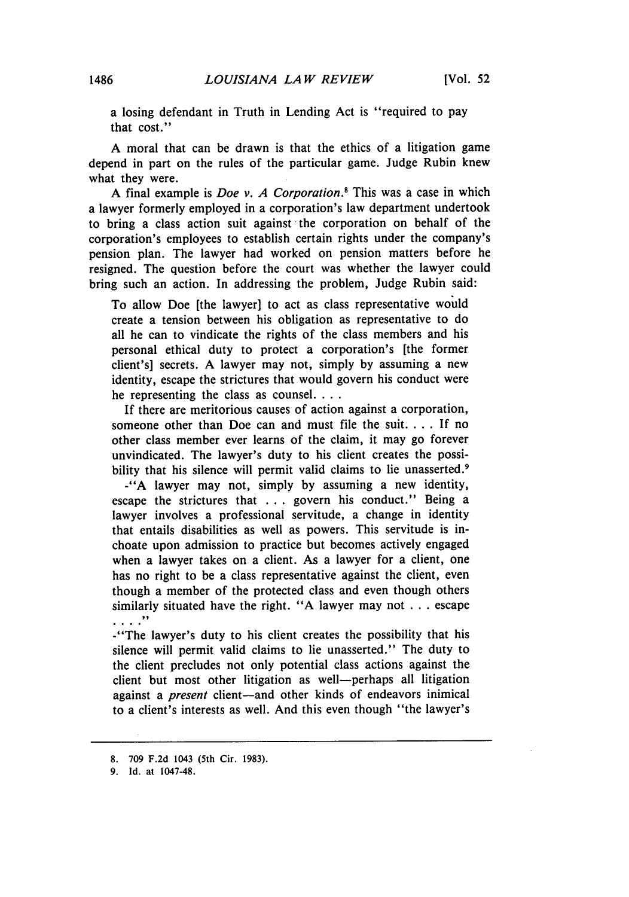a losing defendant in Truth in Lending Act is "required to pay that cost."

A moral that can be drawn is that the ethics of a litigation game depend in part on the rules of the particular game. Judge Rubin knew what they were.

A final example is *Doe v. A Corporation*.[8] This was a case in which a lawyer formerly employed in a corporation's law department undertook to bring a class action suit against the corporation on behalf of the corporation's employees to establish certain rights under the company's pension plan. The lawyer had worked on pension matters before he resigned. The question before the court was whether the lawyer could bring such an action. In addressing the problem, Judge Rubin said:

> To allow Doe [the lawyer] to act as class representative would create a tension between his obligation as representative to do all he can to vindicate the rights of the class members and his personal ethical duty to protect a corporation's [the former client's] secrets. A lawyer may not, simply by assuming a new identity, escape the strictures that would govern his conduct were he representing the class as counsel. . . .
>
> If there are meritorious causes of action against a corporation, someone other than Doe can and must file the suit. . . . If no other class member ever learns of the claim, it may go forever unvindicated. The lawyer's duty to his client creates the possibility that his silence will permit valid claims to lie unasserted.[9]

-"A lawyer may not, simply by assuming a new identity, escape the strictures that . . . govern his conduct." Being a lawyer involves a professional servitude, a change in identity that entails disabilities as well as powers. This servitude is inchoate upon admission to practice but becomes actively engaged when a lawyer takes on a client. As a lawyer for a client, one has no right to be a class representative against the client, even though a member of the protected class and even though others similarly situated have the right. "A lawyer may not . . . escape . . . ."

-"The lawyer's duty to his client creates the possibility that his silence will permit valid claims to lie unasserted." The duty to the client precludes not only potential class actions against the client but most other litigation as well—perhaps all litigation against a *present* client—and other kinds of endeavors inimical to a client's interests as well. And this even though "the lawyer's

---

8. 709 F.2d 1043 (5th Cir. 1983).

9. Id. at 1047-48.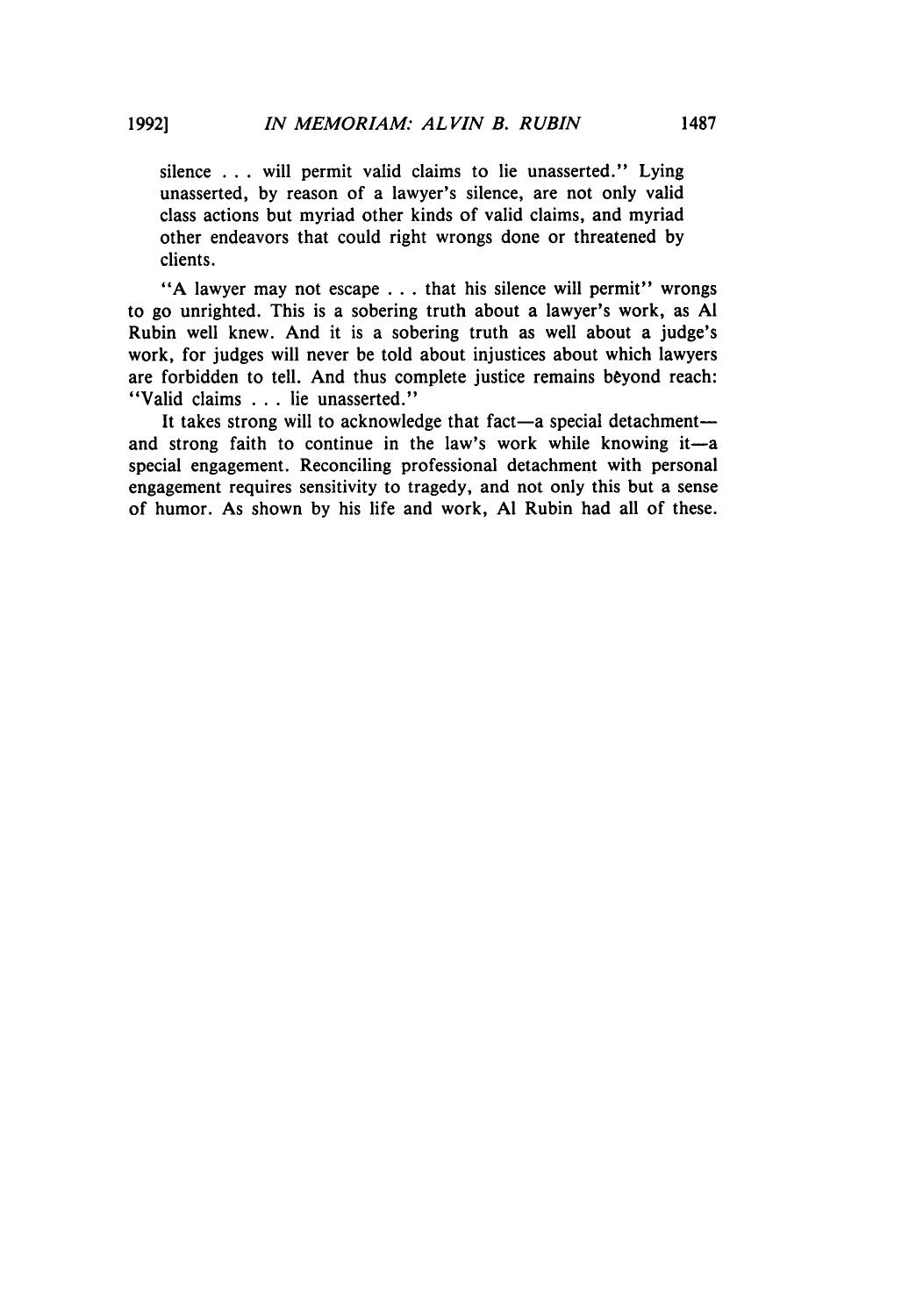> silence . . . will permit valid claims to lie unasserted." Lying unasserted, by reason of a lawyer's silence, are not only valid class actions but myriad other kinds of valid claims, and myriad other endeavors that could right wrongs done or threatened by clients.

"A lawyer may not escape . . . that his silence will permit" wrongs to go unrighted. This is a sobering truth about a lawyer's work, as Al Rubin well knew. And it is a sobering truth as well about a judge's work, for judges will never be told about injustices about which lawyers are forbidden to tell. And thus complete justice remains beyond reach: "Valid claims . . . lie unasserted."

It takes strong will to acknowledge that fact—a special detachment—and strong faith to continue in the law's work while knowing it—a special engagement. Reconciling professional detachment with personal engagement requires sensitivity to tragedy, and not only this but a sense of humor. As shown by his life and work, Al Rubin had all of these.